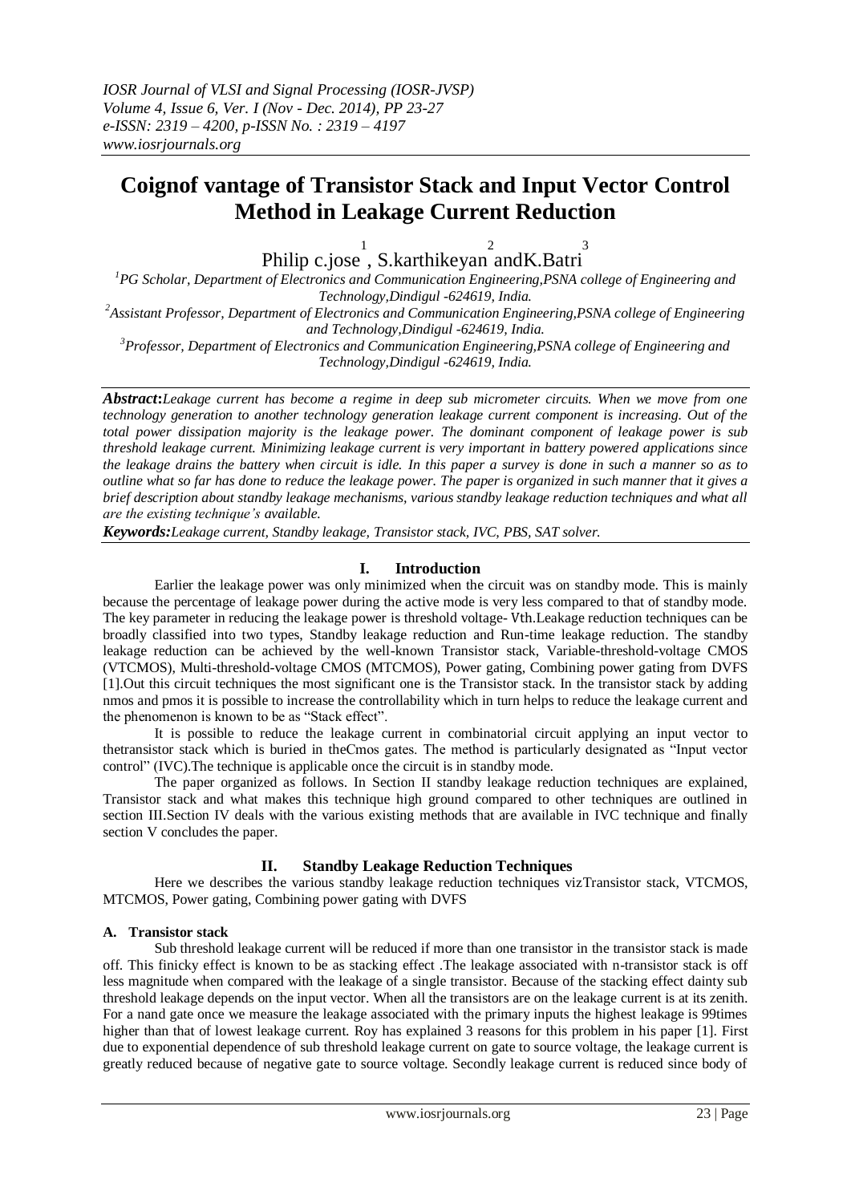# Coignof vantage of Transistor Stack and Input Vector Control Method in Leakage Current Reduction

Philip c.jose [1], S.karthikeyan [2] andK.Batri [3]

[1]PG Scholar, Department of Electronics and Communication Engineering,PSNA college of Engineering and Technology,Dindigul -624619, India.

[2]Assistant Professor, Department of Electronics and Communication Engineering,PSNA college of Engineering and Technology,Dindigul -624619, India.

[3]Professor, Department of Electronics and Communication Engineering,PSNA college of Engineering and Technology,Dindigul -624619, India.

***Abstract*:***Leakage current has become a regime in deep sub micrometer circuits. When we move from one technology generation to another technology generation leakage current component is increasing. Out of the total power dissipation majority is the leakage power. The dominant component of leakage power is sub threshold leakage current. Minimizing leakage current is very important in battery powered applications since the leakage drains the battery when circuit is idle. In this paper a survey is done in such a manner so as to outline what so far has done to reduce the leakage power. The paper is organized in such manner that it gives a brief description about standby leakage mechanisms, various standby leakage reduction techniques and what all are the existing technique's available.*

***Keywords:****Leakage current, Standby leakage, Transistor stack, IVC, PBS, SAT solver.*

## I. Introduction

Earlier the leakage power was only minimized when the circuit was on standby mode. This is mainly because the percentage of leakage power during the active mode is very less compared to that of standby mode. The key parameter in reducing the leakage power is threshold voltage- Vth.Leakage reduction techniques can be broadly classified into two types, Standby leakage reduction and Run-time leakage reduction. The standby leakage reduction can be achieved by the well-known Transistor stack, Variable-threshold-voltage CMOS (VTCMOS), Multi-threshold-voltage CMOS (MTCMOS), Power gating, Combining power gating from DVFS [1].Out this circuit techniques the most significant one is the Transistor stack. In the transistor stack by adding nmos and pmos it is possible to increase the controllability which in turn helps to reduce the leakage current and the phenomenon is known to be as "Stack effect".

It is possible to reduce the leakage current in combinatorial circuit applying an input vector to thetransistor stack which is buried in theCmos gates. The method is particularly designated as "Input vector control" (IVC).The technique is applicable once the circuit is in standby mode.

The paper organized as follows. In Section II standby leakage reduction techniques are explained, Transistor stack and what makes this technique high ground compared to other techniques are outlined in section III.Section IV deals with the various existing methods that are available in IVC technique and finally section V concludes the paper.

## II. Standby Leakage Reduction Techniques

Here we describes the various standby leakage reduction techniques vizTransistor stack, VTCMOS, MTCMOS, Power gating, Combining power gating with DVFS

### A. Transistor stack

Sub threshold leakage current will be reduced if more than one transistor in the transistor stack is made off. This finicky effect is known to be as stacking effect .The leakage associated with n-transistor stack is off less magnitude when compared with the leakage of a single transistor. Because of the stacking effect dainty sub threshold leakage depends on the input vector. When all the transistors are on the leakage current is at its zenith. For a nand gate once we measure the leakage associated with the primary inputs the highest leakage is 99times higher than that of lowest leakage current. Roy has explained 3 reasons for this problem in his paper [1]. First due to exponential dependence of sub threshold leakage current on gate to source voltage, the leakage current is greatly reduced because of negative gate to source voltage. Secondly leakage current is reduced since body of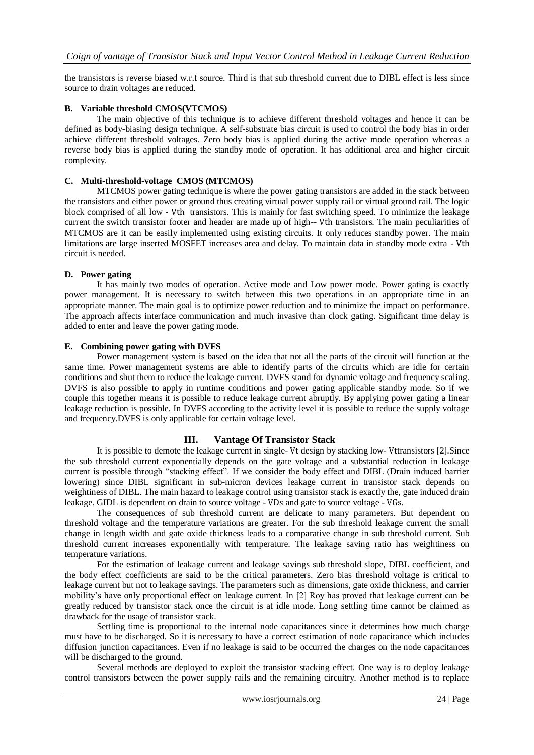the transistors is reverse biased w.r.t source. Third is that sub threshold current due to DIBL effect is less since source to drain voltages are reduced.

### B. Variable threshold CMOS(VTCMOS)

The main objective of this technique is to achieve different threshold voltages and hence it can be defined as body-biasing design technique. A self-substrate bias circuit is used to control the body bias in order achieve different threshold voltages. Zero body bias is applied during the active mode operation whereas a reverse body bias is applied during the standby mode of operation. It has additional area and higher circuit complexity.

### C. Multi-threshold-voltage CMOS (MTCMOS)

MTCMOS power gating technique is where the power gating transistors are added in the stack between the transistors and either power or ground thus creating virtual power supply rail or virtual ground rail. The logic block comprised of all low - $V_{th}$ transistors. This is mainly for fast switching speed. To minimize the leakage current the switch transistor footer and header are made up of high-- $V_{th}$ transistors. The main peculiarities of MTCMOS are it can be easily implemented using existing circuits. It only reduces standby power. The main limitations are large inserted MOSFET increases area and delay. To maintain data in standby mode extra - $V_{th}$ circuit is needed.

### D. Power gating

It has mainly two modes of operation. Active mode and Low power mode. Power gating is exactly power management. It is necessary to switch between this two operations in an appropriate time in an appropriate manner. The main goal is to optimize power reduction and to minimize the impact on performance. The approach affects interface communication and much invasive than clock gating. Significant time delay is added to enter and leave the power gating mode.

### E. Combining power gating with DVFS

Power management system is based on the idea that not all the parts of the circuit will function at the same time. Power management systems are able to identify parts of the circuits which are idle for certain conditions and shut them to reduce the leakage current. DVFS stand for dynamic voltage and frequency scaling. DVFS is also possible to apply in runtime conditions and power gating applicable standby mode. So if we couple this together means it is possible to reduce leakage current abruptly. By applying power gating a linear leakage reduction is possible. In DVFS according to the activity level it is possible to reduce the supply voltage and frequency.DVFS is only applicable for certain voltage level.

## III. Vantage Of Transistor Stack

It is possible to demote the leakage current in single- $V_t$ design by stacking low- $V_t$transistors [2].Since the sub threshold current exponentially depends on the gate voltage and a substantial reduction in leakage current is possible through "stacking effect". If we consider the body effect and DIBL (Drain induced barrier lowering) since DIBL significant in sub-micron devices leakage current in transistor stack depends on weightiness of DIBL. The main hazard to leakage control using transistor stack is exactly the, gate induced drain leakage. GIDL is dependent on drain to source voltage - $V_{Ds}$ and gate to source voltage - $V_{Gs}$.

The consequences of sub threshold current are delicate to many parameters. But dependent on threshold voltage and the temperature variations are greater. For the sub threshold leakage current the small change in length width and gate oxide thickness leads to a comparative change in sub threshold current. Sub threshold current increases exponentially with temperature. The leakage saving ratio has weightiness on temperature variations.

For the estimation of leakage current and leakage savings sub threshold slope, DIBL coefficient, and the body effect coefficients are said to be the critical parameters. Zero bias threshold voltage is critical to leakage current but not to leakage savings. The parameters such as dimensions, gate oxide thickness, and carrier mobility's have only proportional effect on leakage current. In [2] Roy has proved that leakage current can be greatly reduced by transistor stack once the circuit is at idle mode. Long settling time cannot be claimed as drawback for the usage of transistor stack.

Settling time is proportional to the internal node capacitances since it determines how much charge must have to be discharged. So it is necessary to have a correct estimation of node capacitance which includes diffusion junction capacitances. Even if no leakage is said to be occurred the charges on the node capacitances will be discharged to the ground.

Several methods are deployed to exploit the transistor stacking effect. One way is to deploy leakage control transistors between the power supply rails and the remaining circuitry. Another method is to replace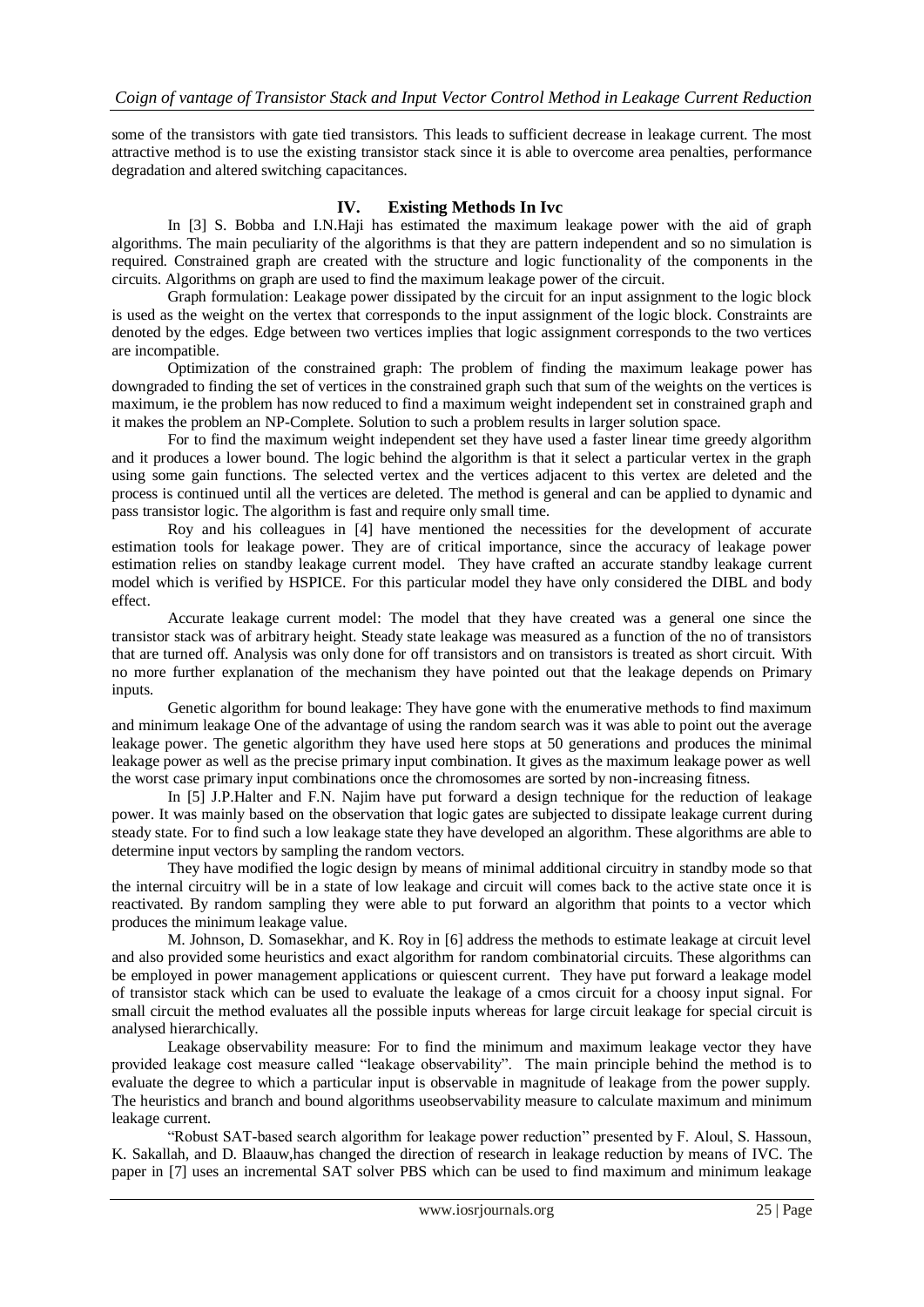some of the transistors with gate tied transistors. This leads to sufficient decrease in leakage current. The most attractive method is to use the existing transistor stack since it is able to overcome area penalties, performance degradation and altered switching capacitances.

## IV. Existing Methods In Ivc

In [3] S. Bobba and I.N.Haji has estimated the maximum leakage power with the aid of graph algorithms. The main peculiarity of the algorithms is that they are pattern independent and so no simulation is required. Constrained graph are created with the structure and logic functionality of the components in the circuits. Algorithms on graph are used to find the maximum leakage power of the circuit.

Graph formulation: Leakage power dissipated by the circuit for an input assignment to the logic block is used as the weight on the vertex that corresponds to the input assignment of the logic block. Constraints are denoted by the edges. Edge between two vertices implies that logic assignment corresponds to the two vertices are incompatible.

Optimization of the constrained graph: The problem of finding the maximum leakage power has downgraded to finding the set of vertices in the constrained graph such that sum of the weights on the vertices is maximum, ie the problem has now reduced to find a maximum weight independent set in constrained graph and it makes the problem an NP-Complete. Solution to such a problem results in larger solution space.

For to find the maximum weight independent set they have used a faster linear time greedy algorithm and it produces a lower bound. The logic behind the algorithm is that it select a particular vertex in the graph using some gain functions. The selected vertex and the vertices adjacent to this vertex are deleted and the process is continued until all the vertices are deleted. The method is general and can be applied to dynamic and pass transistor logic. The algorithm is fast and require only small time.

Roy and his colleagues in [4] have mentioned the necessities for the development of accurate estimation tools for leakage power. They are of critical importance, since the accuracy of leakage power estimation relies on standby leakage current model. They have crafted an accurate standby leakage current model which is verified by HSPICE. For this particular model they have only considered the DIBL and body effect.

Accurate leakage current model: The model that they have created was a general one since the transistor stack was of arbitrary height. Steady state leakage was measured as a function of the no of transistors that are turned off. Analysis was only done for off transistors and on transistors is treated as short circuit. With no more further explanation of the mechanism they have pointed out that the leakage depends on Primary inputs.

Genetic algorithm for bound leakage: They have gone with the enumerative methods to find maximum and minimum leakage One of the advantage of using the random search was it was able to point out the average leakage power. The genetic algorithm they have used here stops at 50 generations and produces the minimal leakage power as well as the precise primary input combination. It gives as the maximum leakage power as well the worst case primary input combinations once the chromosomes are sorted by non-increasing fitness.

In [5] J.P.Halter and F.N. Najim have put forward a design technique for the reduction of leakage power. It was mainly based on the observation that logic gates are subjected to dissipate leakage current during steady state. For to find such a low leakage state they have developed an algorithm. These algorithms are able to determine input vectors by sampling the random vectors.

They have modified the logic design by means of minimal additional circuitry in standby mode so that the internal circuitry will be in a state of low leakage and circuit will comes back to the active state once it is reactivated. By random sampling they were able to put forward an algorithm that points to a vector which produces the minimum leakage value.

M. Johnson, D. Somasekhar, and K. Roy in [6] address the methods to estimate leakage at circuit level and also provided some heuristics and exact algorithm for random combinatorial circuits. These algorithms can be employed in power management applications or quiescent current. They have put forward a leakage model of transistor stack which can be used to evaluate the leakage of a cmos circuit for a choosy input signal. For small circuit the method evaluates all the possible inputs whereas for large circuit leakage for special circuit is analysed hierarchically.

Leakage observability measure: For to find the minimum and maximum leakage vector they have provided leakage cost measure called "leakage observability". The main principle behind the method is to evaluate the degree to which a particular input is observable in magnitude of leakage from the power supply. The heuristics and branch and bound algorithms useobservability measure to calculate maximum and minimum leakage current.

"Robust SAT-based search algorithm for leakage power reduction" presented by F. Aloul, S. Hassoun, K. Sakallah, and D. Blaauw,has changed the direction of research in leakage reduction by means of IVC. The paper in [7] uses an incremental SAT solver PBS which can be used to find maximum and minimum leakage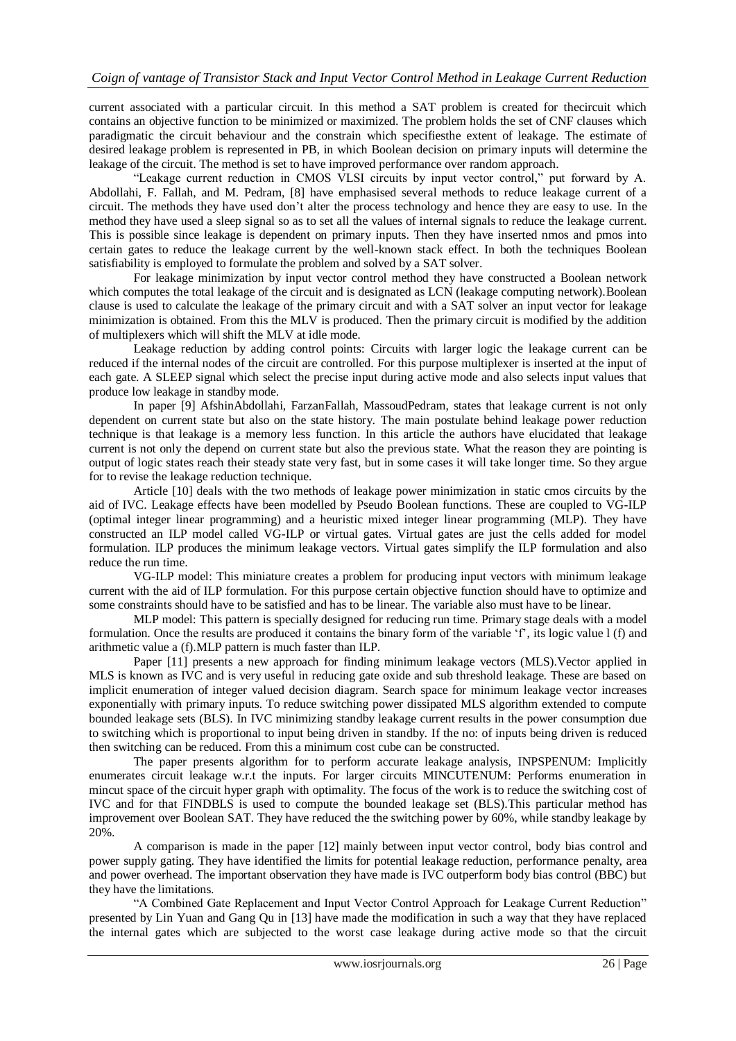current associated with a particular circuit. In this method a SAT problem is created for thecircuit which contains an objective function to be minimized or maximized. The problem holds the set of CNF clauses which paradigmatic the circuit behaviour and the constrain which specifiesthe extent of leakage. The estimate of desired leakage problem is represented in PB, in which Boolean decision on primary inputs will determine the leakage of the circuit. The method is set to have improved performance over random approach.

"Leakage current reduction in CMOS VLSI circuits by input vector control," put forward by A. Abdollahi, F. Fallah, and M. Pedram, [8] have emphasised several methods to reduce leakage current of a circuit. The methods they have used don't alter the process technology and hence they are easy to use. In the method they have used a sleep signal so as to set all the values of internal signals to reduce the leakage current. This is possible since leakage is dependent on primary inputs. Then they have inserted nmos and pmos into certain gates to reduce the leakage current by the well-known stack effect. In both the techniques Boolean satisfiability is employed to formulate the problem and solved by a SAT solver.

For leakage minimization by input vector control method they have constructed a Boolean network which computes the total leakage of the circuit and is designated as LCN (leakage computing network).Boolean clause is used to calculate the leakage of the primary circuit and with a SAT solver an input vector for leakage minimization is obtained. From this the MLV is produced. Then the primary circuit is modified by the addition of multiplexers which will shift the MLV at idle mode.

Leakage reduction by adding control points: Circuits with larger logic the leakage current can be reduced if the internal nodes of the circuit are controlled. For this purpose multiplexer is inserted at the input of each gate. A SLEEP signal which select the precise input during active mode and also selects input values that produce low leakage in standby mode.

In paper [9] AfshinAbdollahi, FarzanFallah, MassoudPedram, states that leakage current is not only dependent on current state but also on the state history. The main postulate behind leakage power reduction technique is that leakage is a memory less function. In this article the authors have elucidated that leakage current is not only the depend on current state but also the previous state. What the reason they are pointing is output of logic states reach their steady state very fast, but in some cases it will take longer time. So they argue for to revise the leakage reduction technique.

Article [10] deals with the two methods of leakage power minimization in static cmos circuits by the aid of IVC. Leakage effects have been modelled by Pseudo Boolean functions. These are coupled to VG-ILP (optimal integer linear programming) and a heuristic mixed integer linear programming (MLP). They have constructed an ILP model called VG-ILP or virtual gates. Virtual gates are just the cells added for model formulation. ILP produces the minimum leakage vectors. Virtual gates simplify the ILP formulation and also reduce the run time.

VG-ILP model: This miniature creates a problem for producing input vectors with minimum leakage current with the aid of ILP formulation. For this purpose certain objective function should have to optimize and some constraints should have to be satisfied and has to be linear. The variable also must have to be linear.

MLP model: This pattern is specially designed for reducing run time. Primary stage deals with a model formulation. Once the results are produced it contains the binary form of the variable 'f', its logic value l (f) and arithmetic value a (f).MLP pattern is much faster than ILP.

Paper [11] presents a new approach for finding minimum leakage vectors (MLS).Vector applied in MLS is known as IVC and is very useful in reducing gate oxide and sub threshold leakage. These are based on implicit enumeration of integer valued decision diagram. Search space for minimum leakage vector increases exponentially with primary inputs. To reduce switching power dissipated MLS algorithm extended to compute bounded leakage sets (BLS). In IVC minimizing standby leakage current results in the power consumption due to switching which is proportional to input being driven in standby. If the no: of inputs being driven is reduced then switching can be reduced. From this a minimum cost cube can be constructed.

The paper presents algorithm for to perform accurate leakage analysis, INPSPENUM: Implicitly enumerates circuit leakage w.r.t the inputs. For larger circuits MINCUTENUM: Performs enumeration in mincut space of the circuit hyper graph with optimality. The focus of the work is to reduce the switching cost of IVC and for that FINDBLS is used to compute the bounded leakage set (BLS).This particular method has improvement over Boolean SAT. They have reduced the the switching power by 60%, while standby leakage by 20%.

A comparison is made in the paper [12] mainly between input vector control, body bias control and power supply gating. They have identified the limits for potential leakage reduction, performance penalty, area and power overhead. The important observation they have made is IVC outperform body bias control (BBC) but they have the limitations.

"A Combined Gate Replacement and Input Vector Control Approach for Leakage Current Reduction" presented by Lin Yuan and Gang Qu in [13] have made the modification in such a way that they have replaced the internal gates which are subjected to the worst case leakage during active mode so that the circuit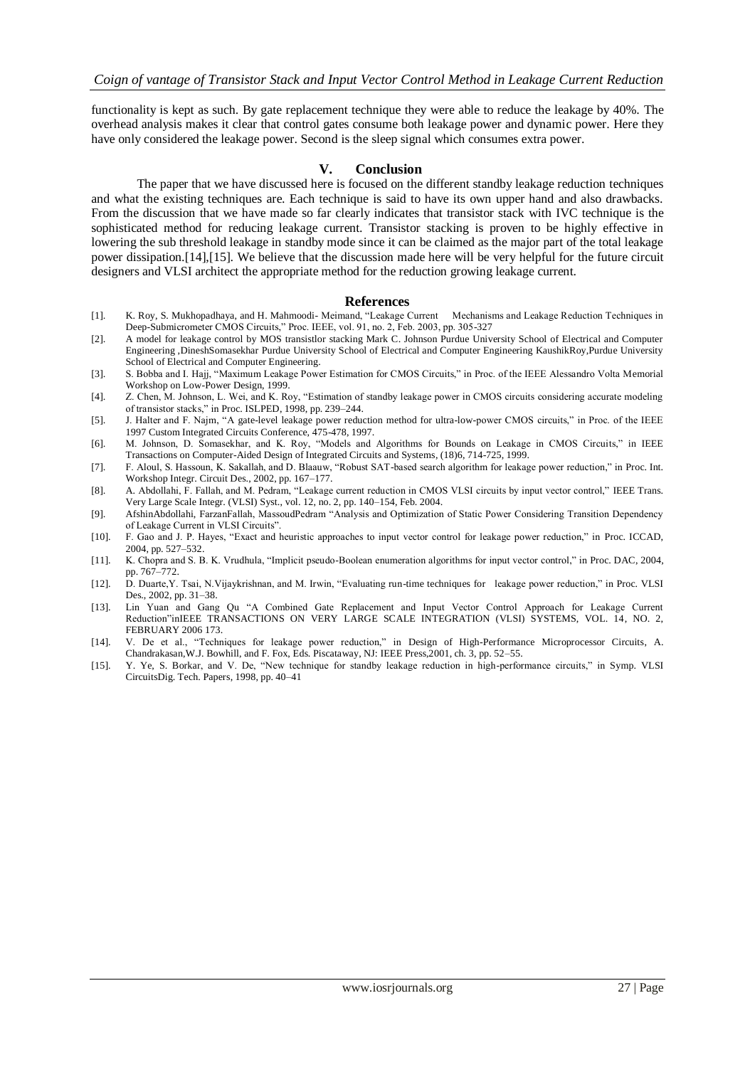functionality is kept as such. By gate replacement technique they were able to reduce the leakage by 40%. The overhead analysis makes it clear that control gates consume both leakage power and dynamic power. Here they have only considered the leakage power. Second is the sleep signal which consumes extra power.

## V. Conclusion

The paper that we have discussed here is focused on the different standby leakage reduction techniques and what the existing techniques are. Each technique is said to have its own upper hand and also drawbacks. From the discussion that we have made so far clearly indicates that transistor stack with IVC technique is the sophisticated method for reducing leakage current. Transistor stacking is proven to be highly effective in lowering the sub threshold leakage in standby mode since it can be claimed as the major part of the total leakage power dissipation.[14],[15]. We believe that the discussion made here will be very helpful for the future circuit designers and VLSI architect the appropriate method for the reduction growing leakage current.

## References

[1]. K. Roy, S. Mukhopadhaya, and H. Mahmoodi- Meimand, "Leakage Current Mechanisms and Leakage Reduction Techniques in Deep-Submicrometer CMOS Circuits," Proc. IEEE, vol. 91, no. 2, Feb. 2003, pp. 305-327

[2]. A model for leakage control by MOS transistlor stacking Mark C. Johnson Purdue University School of Electrical and Computer Engineering ,DineshSomasekhar Purdue University School of Electrical and Computer Engineering KaushikRoy,Purdue University School of Electrical and Computer Engineering.

[3]. S. Bobba and I. Hajj, "Maximum Leakage Power Estimation for CMOS Circuits," in Proc. of the IEEE Alessandro Volta Memorial Workshop on Low-Power Design, 1999.

[4]. Z. Chen, M. Johnson, L. Wei, and K. Roy, "Estimation of standby leakage power in CMOS circuits considering accurate modeling of transistor stacks," in Proc. ISLPED, 1998, pp. 239–244.

[5]. J. Halter and F. Najm, "A gate-level leakage power reduction method for ultra-low-power CMOS circuits," in Proc. of the IEEE 1997 Custom Integrated Circuits Conference, 475-478, 1997.

[6]. M. Johnson, D. Somasekhar, and K. Roy, "Models and Algorithms for Bounds on Leakage in CMOS Circuits," in IEEE Transactions on Computer-Aided Design of Integrated Circuits and Systems, (18)6, 714-725, 1999.

[7]. F. Aloul, S. Hassoun, K. Sakallah, and D. Blaauw, "Robust SAT-based search algorithm for leakage power reduction," in Proc. Int. Workshop Integr. Circuit Des., 2002, pp. 167–177.

[8]. A. Abdollahi, F. Fallah, and M. Pedram, "Leakage current reduction in CMOS VLSI circuits by input vector control," IEEE Trans. Very Large Scale Integr. (VLSI) Syst., vol. 12, no. 2, pp. 140–154, Feb. 2004.

[9]. AfshinAbdollahi, FarzanFallah, MassoudPedram "Analysis and Optimization of Static Power Considering Transition Dependency of Leakage Current in VLSI Circuits".

[10]. F. Gao and J. P. Hayes, "Exact and heuristic approaches to input vector control for leakage power reduction," in Proc. ICCAD, 2004, pp. 527–532.

[11]. K. Chopra and S. B. K. Vrudhula, "Implicit pseudo-Boolean enumeration algorithms for input vector control," in Proc. DAC, 2004, pp. 767–772.

[12]. D. Duarte,Y. Tsai, N.Vijaykrishnan, and M. Irwin, "Evaluating run-time techniques for leakage power reduction," in Proc. VLSI Des., 2002, pp. 31–38.

[13]. Lin Yuan and Gang Qu "A Combined Gate Replacement and Input Vector Control Approach for Leakage Current Reduction"inIEEE TRANSACTIONS ON VERY LARGE SCALE INTEGRATION (VLSI) SYSTEMS, VOL. 14, NO. 2, FEBRUARY 2006 173.

[14]. V. De et al., "Techniques for leakage power reduction," in Design of High-Performance Microprocessor Circuits, A. Chandrakasan,W.J. Bowhill, and F. Fox, Eds. Piscataway, NJ: IEEE Press,2001, ch. 3, pp. 52–55.

[15]. Y. Ye, S. Borkar, and V. De, "New technique for standby leakage reduction in high-performance circuits," in Symp. VLSI CircuitsDig. Tech. Papers, 1998, pp. 40–41